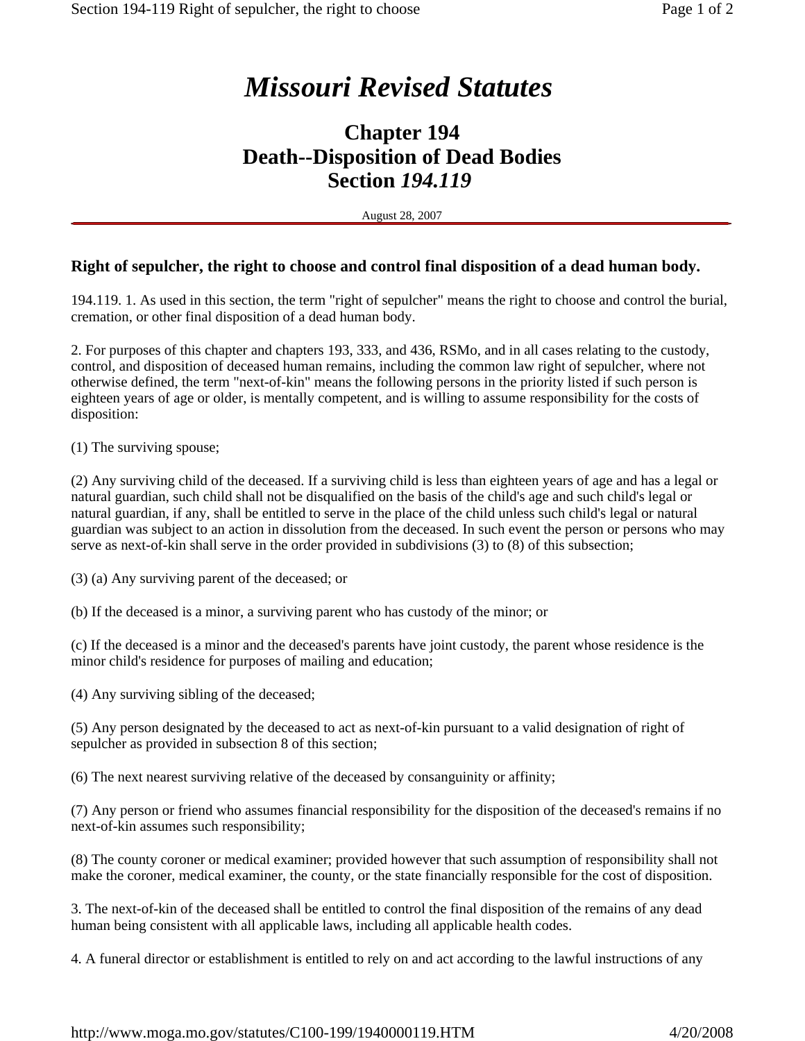# *Missouri Revised Statutes*

## Chapter 194
## Death--Disposition of Dead Bodies
## Section *194.119*

August 28, 2007

### Right of sepulcher, the right to choose and control final disposition of a dead human body.

194.119. 1. As used in this section, the term "right of sepulcher" means the right to choose and control the burial, cremation, or other final disposition of a dead human body.

2. For purposes of this chapter and chapters 193, 333, and 436, RSMo, and in all cases relating to the custody, control, and disposition of deceased human remains, including the common law right of sepulcher, where not otherwise defined, the term "next-of-kin" means the following persons in the priority listed if such person is eighteen years of age or older, is mentally competent, and is willing to assume responsibility for the costs of disposition:

(1) The surviving spouse;

(2) Any surviving child of the deceased. If a surviving child is less than eighteen years of age and has a legal or natural guardian, such child shall not be disqualified on the basis of the child's age and such child's legal or natural guardian, if any, shall be entitled to serve in the place of the child unless such child's legal or natural guardian was subject to an action in dissolution from the deceased. In such event the person or persons who may serve as next-of-kin shall serve in the order provided in subdivisions (3) to (8) of this subsection;

(3) (a) Any surviving parent of the deceased; or

(b) If the deceased is a minor, a surviving parent who has custody of the minor; or

(c) If the deceased is a minor and the deceased's parents have joint custody, the parent whose residence is the minor child's residence for purposes of mailing and education;

(4) Any surviving sibling of the deceased;

(5) Any person designated by the deceased to act as next-of-kin pursuant to a valid designation of right of sepulcher as provided in subsection 8 of this section;

(6) The next nearest surviving relative of the deceased by consanguinity or affinity;

(7) Any person or friend who assumes financial responsibility for the disposition of the deceased's remains if no next-of-kin assumes such responsibility;

(8) The county coroner or medical examiner; provided however that such assumption of responsibility shall not make the coroner, medical examiner, the county, or the state financially responsible for the cost of disposition.

3. The next-of-kin of the deceased shall be entitled to control the final disposition of the remains of any dead human being consistent with all applicable laws, including all applicable health codes.

4. A funeral director or establishment is entitled to rely on and act according to the lawful instructions of any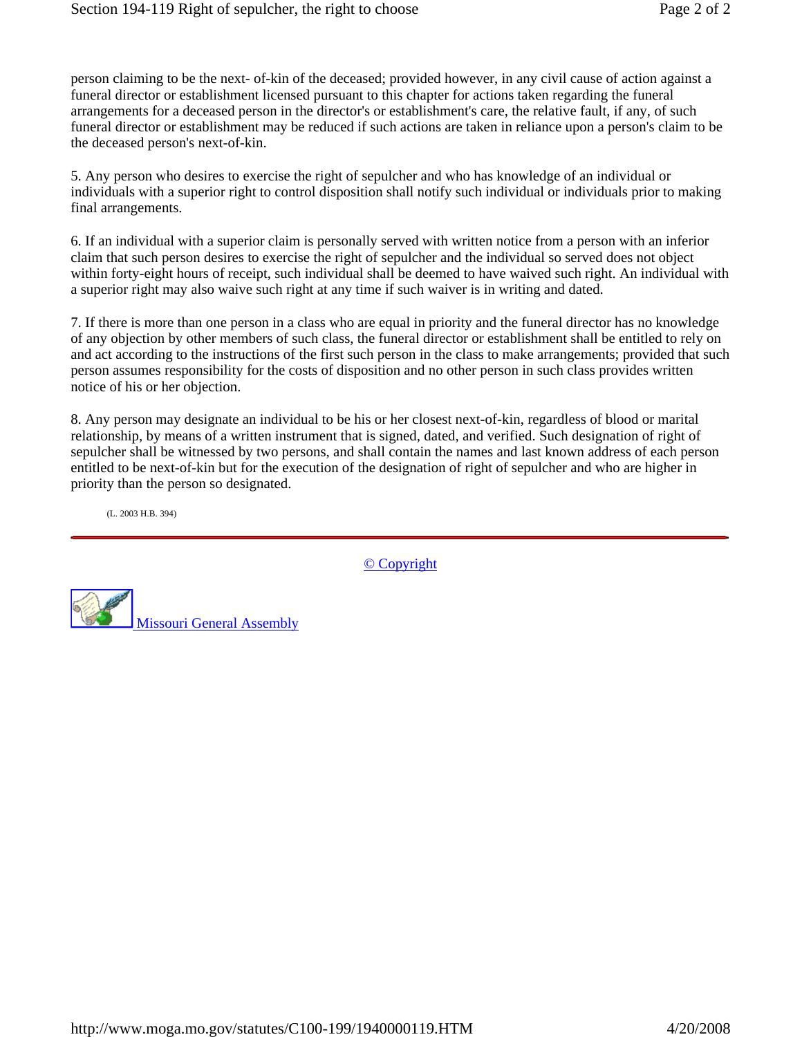person claiming to be the next- of-kin of the deceased; provided however, in any civil cause of action against a funeral director or establishment licensed pursuant to this chapter for actions taken regarding the funeral arrangements for a deceased person in the director's or establishment's care, the relative fault, if any, of such funeral director or establishment may be reduced if such actions are taken in reliance upon a person's claim to be the deceased person's next-of-kin.

5. Any person who desires to exercise the right of sepulcher and who has knowledge of an individual or individuals with a superior right to control disposition shall notify such individual or individuals prior to making final arrangements.

6. If an individual with a superior claim is personally served with written notice from a person with an inferior claim that such person desires to exercise the right of sepulcher and the individual so served does not object within forty-eight hours of receipt, such individual shall be deemed to have waived such right. An individual with a superior right may also waive such right at any time if such waiver is in writing and dated.

7. If there is more than one person in a class who are equal in priority and the funeral director has no knowledge of any objection by other members of such class, the funeral director or establishment shall be entitled to rely on and act according to the instructions of the first such person in the class to make arrangements; provided that such person assumes responsibility for the costs of disposition and no other person in such class provides written notice of his or her objection.

8. Any person may designate an individual to be his or her closest next-of-kin, regardless of blood or marital relationship, by means of a written instrument that is signed, dated, and verified. Such designation of right of sepulcher shall be witnessed by two persons, and shall contain the names and last known address of each person entitled to be next-of-kin but for the execution of the designation of right of sepulcher and who are higher in priority than the person so designated.

(L. 2003 H.B. 394)

---

© Copyright

Missouri General Assembly